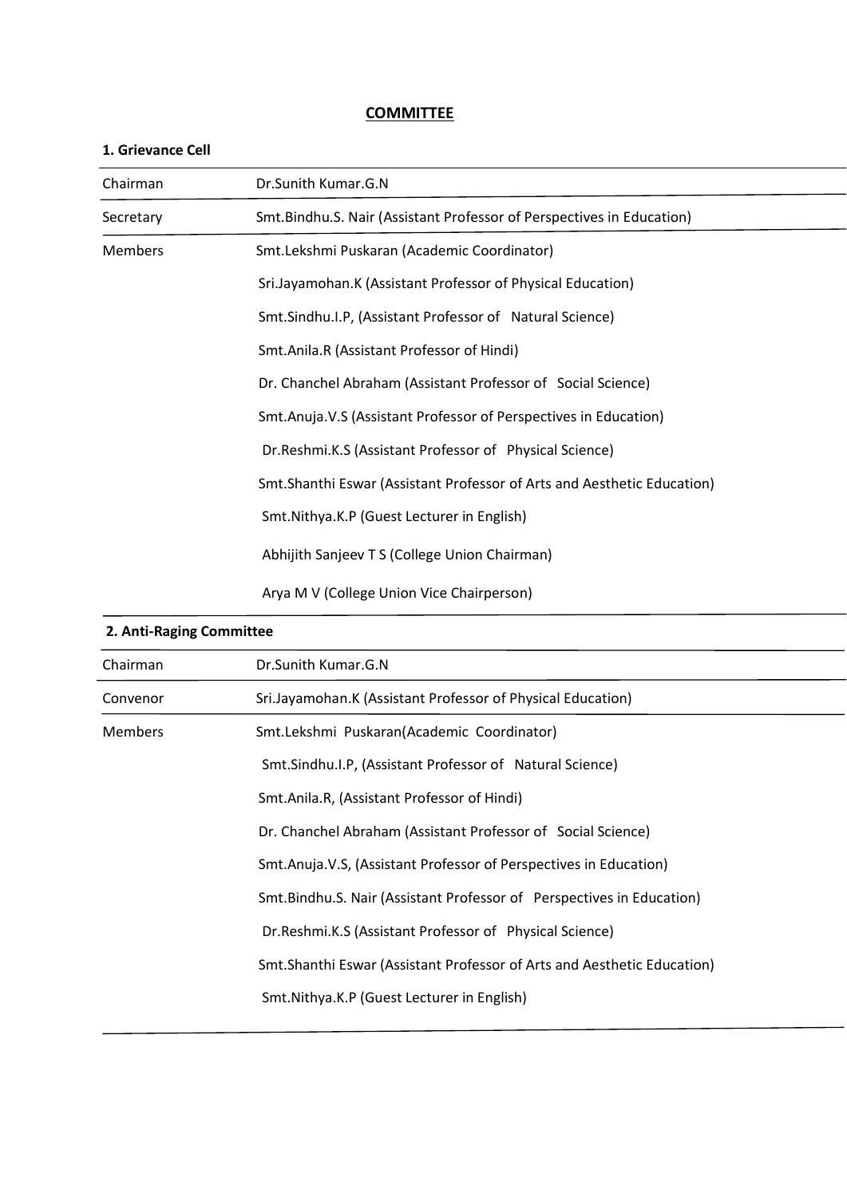# COMMITTEE

### 1. Grievance Cell

| | |
|---|---|
| Chairman | Dr.Sunith Kumar.G.N |
| Secretary | Smt.Bindhu.S. Nair (Assistant Professor of Perspectives in Education) |
| Members | Smt.Lekshmi Puskaran (Academic Coordinator) |
| | Sri.Jayamohan.K (Assistant Professor of Physical Education) |
| | Smt.Sindhu.I.P, (Assistant Professor of Natural Science) |
| | Smt.Anila.R (Assistant Professor of Hindi) |
| | Dr. Chanchel Abraham (Assistant Professor of Social Science) |
| | Smt.Anuja.V.S (Assistant Professor of Perspectives in Education) |
| | Dr.Reshmi.K.S (Assistant Professor of Physical Science) |
| | Smt.Shanthi Eswar (Assistant Professor of Arts and Aesthetic Education) |
| | Smt.Nithya.K.P (Guest Lecturer in English) |
| | Abhijith Sanjeev T S (College Union Chairman) |
| | Arya M V (College Union Vice Chairperson) |

### 2. Anti-Raging Committee

| | |
|---|---|
| Chairman | Dr.Sunith Kumar.G.N |
| Convenor | Sri.Jayamohan.K (Assistant Professor of Physical Education) |
| Members | Smt.Lekshmi Puskaran(Academic Coordinator) |
| | Smt.Sindhu.I.P, (Assistant Professor of Natural Science) |
| | Smt.Anila.R, (Assistant Professor of Hindi) |
| | Dr. Chanchel Abraham (Assistant Professor of Social Science) |
| | Smt.Anuja.V.S, (Assistant Professor of Perspectives in Education) |
| | Smt.Bindhu.S. Nair (Assistant Professor of Perspectives in Education) |
| | Dr.Reshmi.K.S (Assistant Professor of Physical Science) |
| | Smt.Shanthi Eswar (Assistant Professor of Arts and Aesthetic Education) |
| | Smt.Nithya.K.P (Guest Lecturer in English) |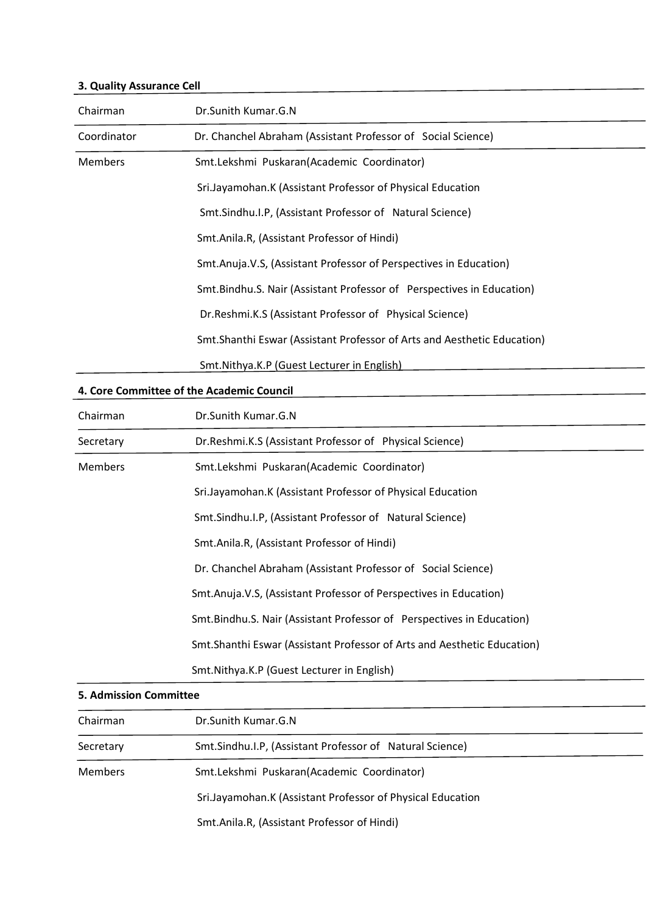**3. Quality Assurance Cell**

| | |
|---|---|
| Chairman | Dr.Sunith Kumar.G.N |
| Coordinator | Dr. Chanchel Abraham (Assistant Professor of Social Science) |
| Members | Smt.Lekshmi Puskaran(Academic Coordinator) |
| | Sri.Jayamohan.K (Assistant Professor of Physical Education |
| | Smt.Sindhu.I.P, (Assistant Professor of Natural Science) |
| | Smt.Anila.R, (Assistant Professor of Hindi) |
| | Smt.Anuja.V.S, (Assistant Professor of Perspectives in Education) |
| | Smt.Bindhu.S. Nair (Assistant Professor of Perspectives in Education) |
| | Dr.Reshmi.K.S (Assistant Professor of Physical Science) |
| | Smt.Shanthi Eswar (Assistant Professor of Arts and Aesthetic Education) |
| | Smt.Nithya.K.P (Guest Lecturer in English) |

**4. Core Committee of the Academic Council**

| | |
|---|---|
| Chairman | Dr.Sunith Kumar.G.N |
| Secretary | Dr.Reshmi.K.S (Assistant Professor of Physical Science) |
| Members | Smt.Lekshmi Puskaran(Academic Coordinator) |
| | Sri.Jayamohan.K (Assistant Professor of Physical Education |
| | Smt.Sindhu.I.P, (Assistant Professor of Natural Science) |
| | Smt.Anila.R, (Assistant Professor of Hindi) |
| | Dr. Chanchel Abraham (Assistant Professor of Social Science) |
| | Smt.Anuja.V.S, (Assistant Professor of Perspectives in Education) |
| | Smt.Bindhu.S. Nair (Assistant Professor of Perspectives in Education) |
| | Smt.Shanthi Eswar (Assistant Professor of Arts and Aesthetic Education) |
| | Smt.Nithya.K.P (Guest Lecturer in English) |

**5. Admission Committee**

| | |
|---|---|
| Chairman | Dr.Sunith Kumar.G.N |
| Secretary | Smt.Sindhu.I.P, (Assistant Professor of Natural Science) |
| Members | Smt.Lekshmi Puskaran(Academic Coordinator) |
| | Sri.Jayamohan.K (Assistant Professor of Physical Education |
| | Smt.Anila.R, (Assistant Professor of Hindi) |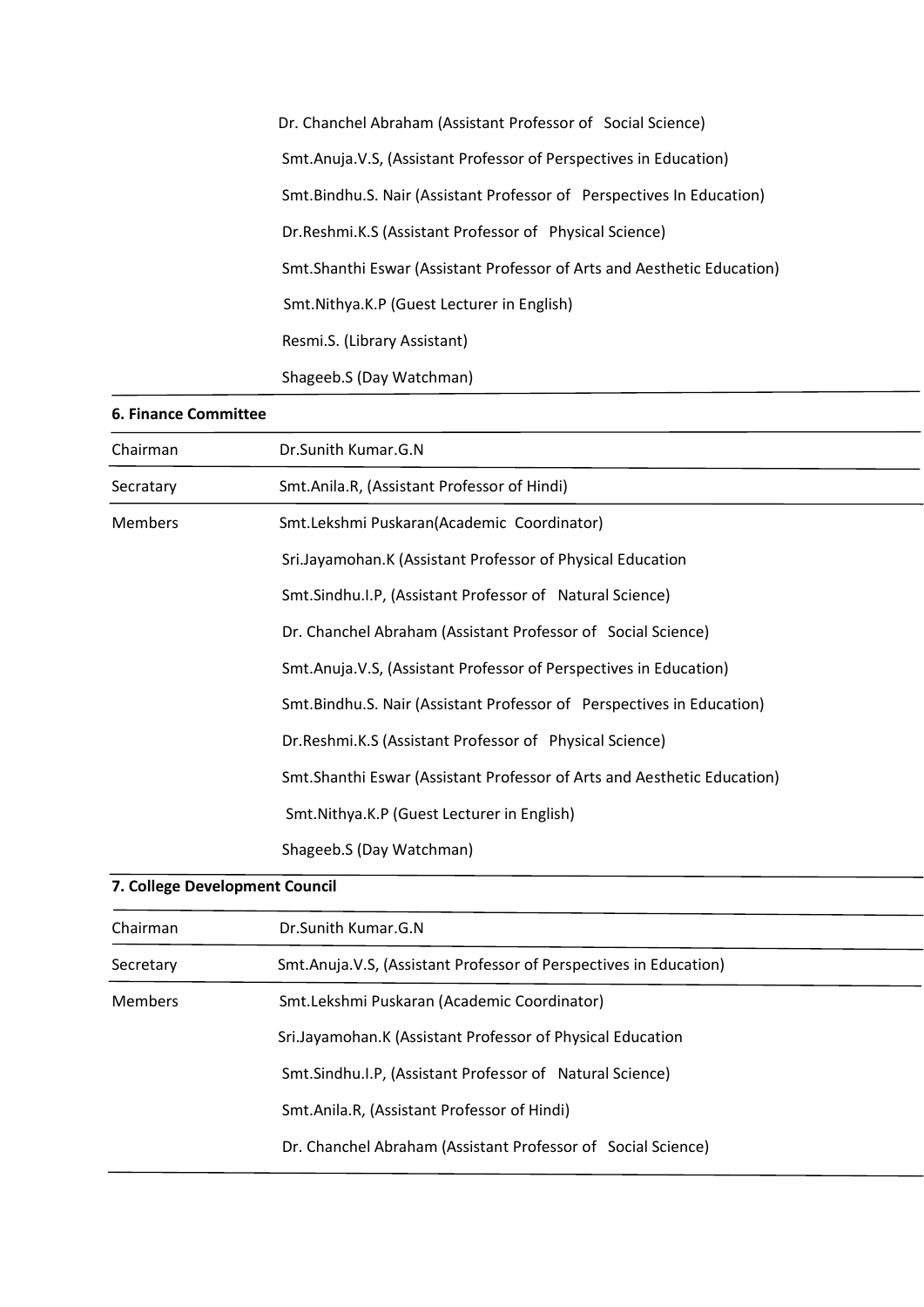| | |
|---|---|
| | Dr. Chanchel Abraham (Assistant Professor of Social Science) |
| | Smt.Anuja.V.S, (Assistant Professor of Perspectives in Education) |
| | Smt.Bindhu.S. Nair (Assistant Professor of Perspectives In Education) |
| | Dr.Reshmi.K.S (Assistant Professor of Physical Science) |
| | Smt.Shanthi Eswar (Assistant Professor of Arts and Aesthetic Education) |
| | Smt.Nithya.K.P (Guest Lecturer in English) |
| | Resmi.S. (Library Assistant) |
| | Shageeb.S (Day Watchman) |

**6. Finance Committee**

| | |
|---|---|
| Chairman | Dr.Sunith Kumar.G.N |
| Secratary | Smt.Anila.R, (Assistant Professor of Hindi) |
| Members | Smt.Lekshmi Puskaran(Academic Coordinator) |
| | Sri.Jayamohan.K (Assistant Professor of Physical Education |
| | Smt.Sindhu.I.P, (Assistant Professor of Natural Science) |
| | Dr. Chanchel Abraham (Assistant Professor of Social Science) |
| | Smt.Anuja.V.S, (Assistant Professor of Perspectives in Education) |
| | Smt.Bindhu.S. Nair (Assistant Professor of Perspectives in Education) |
| | Dr.Reshmi.K.S (Assistant Professor of Physical Science) |
| | Smt.Shanthi Eswar (Assistant Professor of Arts and Aesthetic Education) |
| | Smt.Nithya.K.P (Guest Lecturer in English) |
| | Shageeb.S (Day Watchman) |

**7. College Development Council**

| | |
|---|---|
| Chairman | Dr.Sunith Kumar.G.N |
| Secretary | Smt.Anuja.V.S, (Assistant Professor of Perspectives in Education) |
| Members | Smt.Lekshmi Puskaran (Academic Coordinator) |
| | Sri.Jayamohan.K (Assistant Professor of Physical Education |
| | Smt.Sindhu.I.P, (Assistant Professor of Natural Science) |
| | Smt.Anila.R, (Assistant Professor of Hindi) |
| | Dr. Chanchel Abraham (Assistant Professor of Social Science) |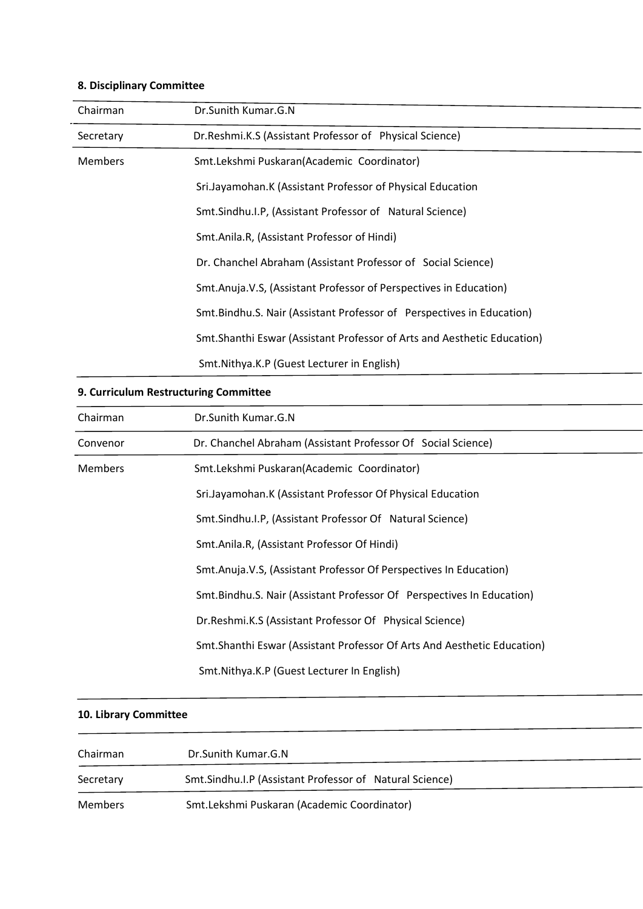**8. Disciplinary Committee**

| | |
|---|---|
| Chairman | Dr.Sunith Kumar.G.N |
| Secretary | Dr.Reshmi.K.S (Assistant Professor of Physical Science) |
| Members | Smt.Lekshmi Puskaran(Academic Coordinator) |
| | Sri.Jayamohan.K (Assistant Professor of Physical Education |
| | Smt.Sindhu.I.P, (Assistant Professor of Natural Science) |
| | Smt.Anila.R, (Assistant Professor of Hindi) |
| | Dr. Chanchel Abraham (Assistant Professor of Social Science) |
| | Smt.Anuja.V.S, (Assistant Professor of Perspectives in Education) |
| | Smt.Bindhu.S. Nair (Assistant Professor of Perspectives in Education) |
| | Smt.Shanthi Eswar (Assistant Professor of Arts and Aesthetic Education) |
| | Smt.Nithya.K.P (Guest Lecturer in English) |

**9. Curriculum Restructuring Committee**

| | |
|---|---|
| Chairman | Dr.Sunith Kumar.G.N |
| Convenor | Dr. Chanchel Abraham (Assistant Professor Of Social Science) |
| Members | Smt.Lekshmi Puskaran(Academic Coordinator) |
| | Sri.Jayamohan.K (Assistant Professor Of Physical Education |
| | Smt.Sindhu.I.P, (Assistant Professor Of Natural Science) |
| | Smt.Anila.R, (Assistant Professor Of Hindi) |
| | Smt.Anuja.V.S, (Assistant Professor Of Perspectives In Education) |
| | Smt.Bindhu.S. Nair (Assistant Professor Of Perspectives In Education) |
| | Dr.Reshmi.K.S (Assistant Professor Of Physical Science) |
| | Smt.Shanthi Eswar (Assistant Professor Of Arts And Aesthetic Education) |
| | Smt.Nithya.K.P (Guest Lecturer In English) |

**10. Library Committee**

| | |
|---|---|
| Chairman | Dr.Sunith Kumar.G.N |
| Secretary | Smt.Sindhu.I.P (Assistant Professor of Natural Science) |
| Members | Smt.Lekshmi Puskaran (Academic Coordinator) |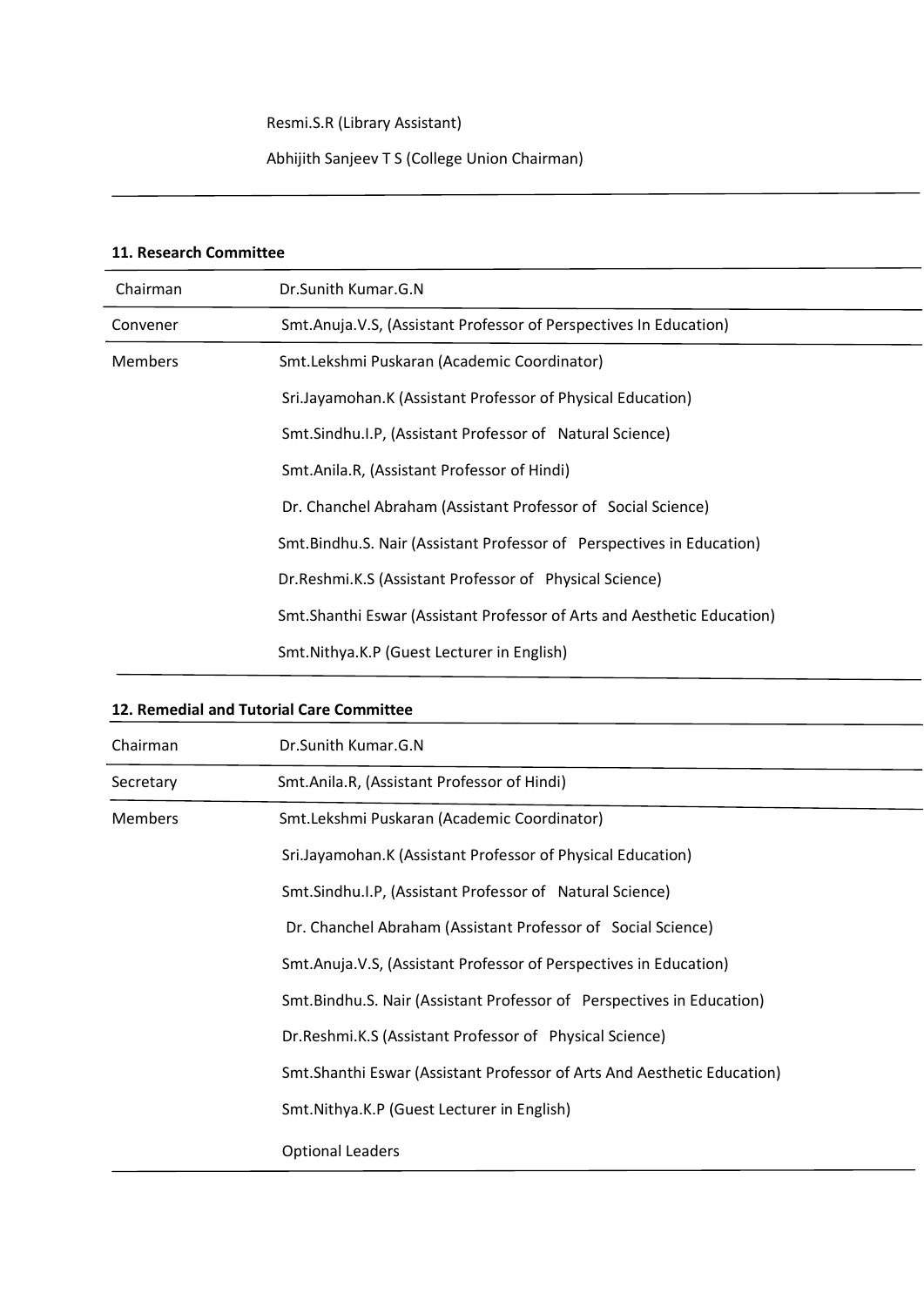Resmi.S.R (Library Assistant)

Abhijith Sanjeev T S (College Union Chairman)

---

**11. Research Committee**

| | |
|---|---|
| Chairman | Dr.Sunith Kumar.G.N |
| Convener | Smt.Anuja.V.S, (Assistant Professor of Perspectives In Education) |
| Members | Smt.Lekshmi Puskaran (Academic Coordinator) |
| | Sri.Jayamohan.K (Assistant Professor of Physical Education) |
| | Smt.Sindhu.I.P, (Assistant Professor of Natural Science) |
| | Smt.Anila.R, (Assistant Professor of Hindi) |
| | Dr. Chanchel Abraham (Assistant Professor of Social Science) |
| | Smt.Bindhu.S. Nair (Assistant Professor of Perspectives in Education) |
| | Dr.Reshmi.K.S (Assistant Professor of Physical Science) |
| | Smt.Shanthi Eswar (Assistant Professor of Arts and Aesthetic Education) |
| | Smt.Nithya.K.P (Guest Lecturer in English) |

**12. Remedial and Tutorial Care Committee**

| | |
|---|---|
| Chairman | Dr.Sunith Kumar.G.N |
| Secretary | Smt.Anila.R, (Assistant Professor of Hindi) |
| Members | Smt.Lekshmi Puskaran (Academic Coordinator) |
| | Sri.Jayamohan.K (Assistant Professor of Physical Education) |
| | Smt.Sindhu.I.P, (Assistant Professor of Natural Science) |
| | Dr. Chanchel Abraham (Assistant Professor of Social Science) |
| | Smt.Anuja.V.S, (Assistant Professor of Perspectives in Education) |
| | Smt.Bindhu.S. Nair (Assistant Professor of Perspectives in Education) |
| | Dr.Reshmi.K.S (Assistant Professor of Physical Science) |
| | Smt.Shanthi Eswar (Assistant Professor of Arts And Aesthetic Education) |
| | Smt.Nithya.K.P (Guest Lecturer in English) |
| | Optional Leaders |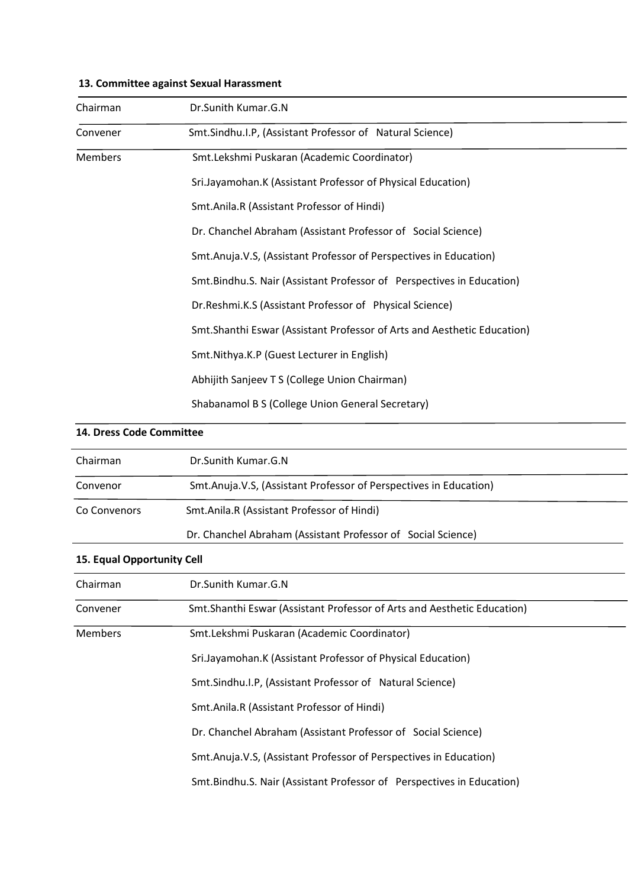### 13. Committee against Sexual Harassment

| | |
|---|---|
| Chairman | Dr.Sunith Kumar.G.N |
| Convener | Smt.Sindhu.I.P, (Assistant Professor of Natural Science) |
| Members | Smt.Lekshmi Puskaran (Academic Coordinator) |
| | Sri.Jayamohan.K (Assistant Professor of Physical Education) |
| | Smt.Anila.R (Assistant Professor of Hindi) |
| | Dr. Chanchel Abraham (Assistant Professor of Social Science) |
| | Smt.Anuja.V.S, (Assistant Professor of Perspectives in Education) |
| | Smt.Bindhu.S. Nair (Assistant Professor of Perspectives in Education) |
| | Dr.Reshmi.K.S (Assistant Professor of Physical Science) |
| | Smt.Shanthi Eswar (Assistant Professor of Arts and Aesthetic Education) |
| | Smt.Nithya.K.P (Guest Lecturer in English) |
| | Abhijith Sanjeev T S (College Union Chairman) |
| | Shabanamol B S (College Union General Secretary) |

### 14. Dress Code Committee

| | |
|---|---|
| Chairman | Dr.Sunith Kumar.G.N |
| Convenor | Smt.Anuja.V.S, (Assistant Professor of Perspectives in Education) |
| Co Convenors | Smt.Anila.R (Assistant Professor of Hindi) |
| | Dr. Chanchel Abraham (Assistant Professor of Social Science) |

### 15. Equal Opportunity Cell

| | |
|---|---|
| Chairman | Dr.Sunith Kumar.G.N |
| Convener | Smt.Shanthi Eswar (Assistant Professor of Arts and Aesthetic Education) |
| Members | Smt.Lekshmi Puskaran (Academic Coordinator) |
| | Sri.Jayamohan.K (Assistant Professor of Physical Education) |
| | Smt.Sindhu.I.P, (Assistant Professor of Natural Science) |
| | Smt.Anila.R (Assistant Professor of Hindi) |
| | Dr. Chanchel Abraham (Assistant Professor of Social Science) |
| | Smt.Anuja.V.S, (Assistant Professor of Perspectives in Education) |
| | Smt.Bindhu.S. Nair (Assistant Professor of Perspectives in Education) |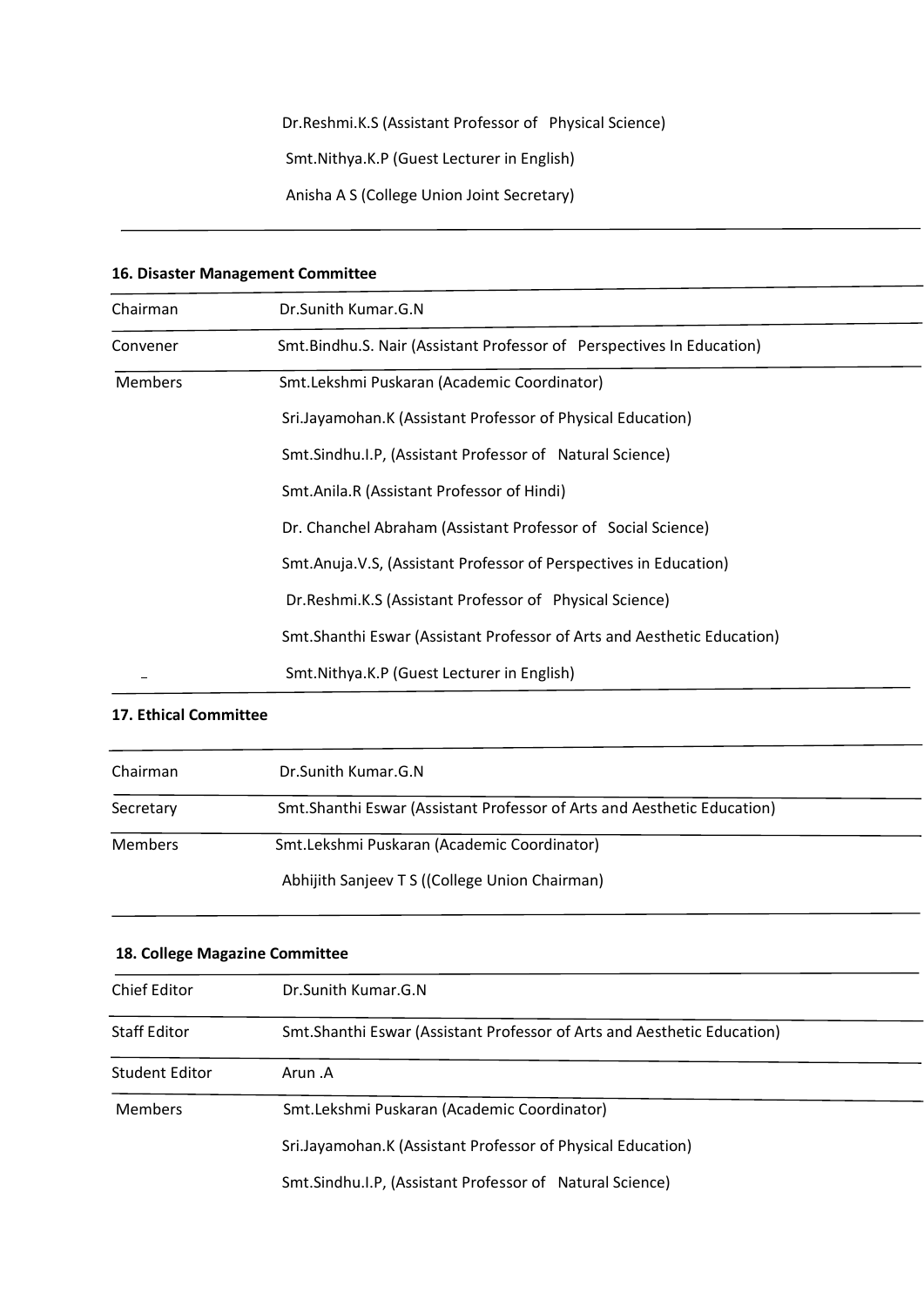| | |
|---|---|
| | Dr.Reshmi.K.S (Assistant Professor of Physical Science) |
| | Smt.Nithya.K.P (Guest Lecturer in English) |
| | Anisha A S (College Union Joint Secretary) |

**16. Disaster Management Committee**

| | |
|---|---|
| Chairman | Dr.Sunith Kumar.G.N |
| Convener | Smt.Bindhu.S. Nair (Assistant Professor of Perspectives In Education) |
| Members | Smt.Lekshmi Puskaran (Academic Coordinator) |
| | Sri.Jayamohan.K (Assistant Professor of Physical Education) |
| | Smt.Sindhu.I.P, (Assistant Professor of Natural Science) |
| | Smt.Anila.R (Assistant Professor of Hindi) |
| | Dr. Chanchel Abraham (Assistant Professor of Social Science) |
| | Smt.Anuja.V.S, (Assistant Professor of Perspectives in Education) |
| | Dr.Reshmi.K.S (Assistant Professor of Physical Science) |
| | Smt.Shanthi Eswar (Assistant Professor of Arts and Aesthetic Education) |
| | Smt.Nithya.K.P (Guest Lecturer in English) |

**17. Ethical Committee**

| | |
|---|---|
| Chairman | Dr.Sunith Kumar.G.N |
| Secretary | Smt.Shanthi Eswar (Assistant Professor of Arts and Aesthetic Education) |
| Members | Smt.Lekshmi Puskaran (Academic Coordinator) |
| | Abhijith Sanjeev T S ((College Union Chairman) |

**18. College Magazine Committee**

| | |
|---|---|
| Chief Editor | Dr.Sunith Kumar.G.N |
| Staff Editor | Smt.Shanthi Eswar (Assistant Professor of Arts and Aesthetic Education) |
| Student Editor | Arun .A |
| Members | Smt.Lekshmi Puskaran (Academic Coordinator) |
| | Sri.Jayamohan.K (Assistant Professor of Physical Education) |
| | Smt.Sindhu.I.P, (Assistant Professor of Natural Science) |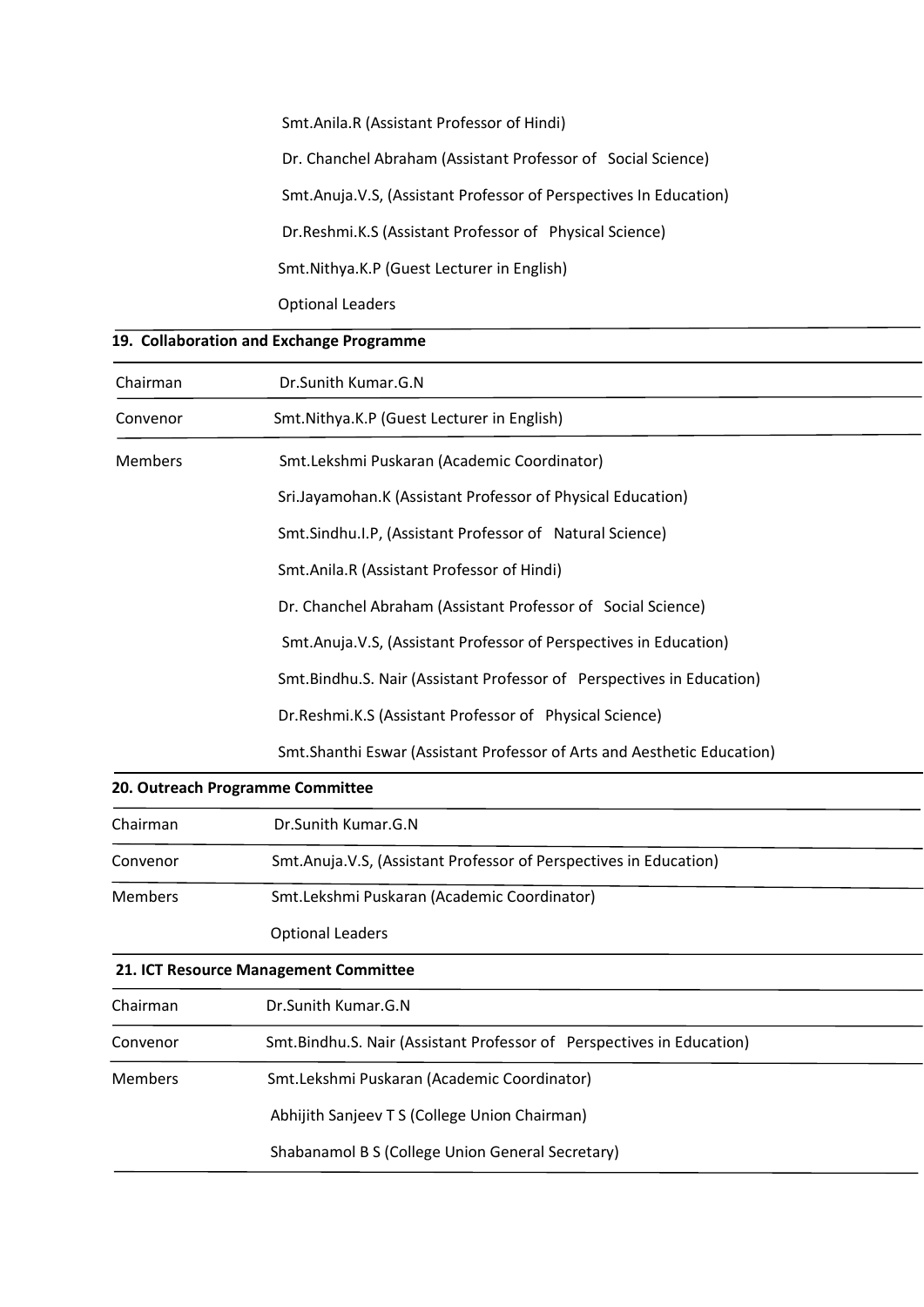Smt.Anila.R (Assistant Professor of Hindi)

Dr. Chanchel Abraham (Assistant Professor of Social Science)

Smt.Anuja.V.S, (Assistant Professor of Perspectives In Education)

Dr.Reshmi.K.S (Assistant Professor of Physical Science)

Smt.Nithya.K.P (Guest Lecturer in English)

Optional Leaders

**19. Collaboration and Exchange Programme**

| | |
|---|---|
| Chairman | Dr.Sunith Kumar.G.N |
| Convenor | Smt.Nithya.K.P (Guest Lecturer in English) |
| Members | Smt.Lekshmi Puskaran (Academic Coordinator) |
| | Sri.Jayamohan.K (Assistant Professor of Physical Education) |
| | Smt.Sindhu.I.P, (Assistant Professor of Natural Science) |
| | Smt.Anila.R (Assistant Professor of Hindi) |
| | Dr. Chanchel Abraham (Assistant Professor of Social Science) |
| | Smt.Anuja.V.S, (Assistant Professor of Perspectives in Education) |
| | Smt.Bindhu.S. Nair (Assistant Professor of Perspectives in Education) |
| | Dr.Reshmi.K.S (Assistant Professor of Physical Science) |
| | Smt.Shanthi Eswar (Assistant Professor of Arts and Aesthetic Education) |

**20. Outreach Programme Committee**

| | |
|---|---|
| Chairman | Dr.Sunith Kumar.G.N |
| Convenor | Smt.Anuja.V.S, (Assistant Professor of Perspectives in Education) |
| Members | Smt.Lekshmi Puskaran (Academic Coordinator) |
| | Optional Leaders |

**21. ICT Resource Management Committee**

| | |
|---|---|
| Chairman | Dr.Sunith Kumar.G.N |
| Convenor | Smt.Bindhu.S. Nair (Assistant Professor of Perspectives in Education) |
| Members | Smt.Lekshmi Puskaran (Academic Coordinator) |
| | Abhijith Sanjeev T S (College Union Chairman) |
| | Shabanamol B S (College Union General Secretary) |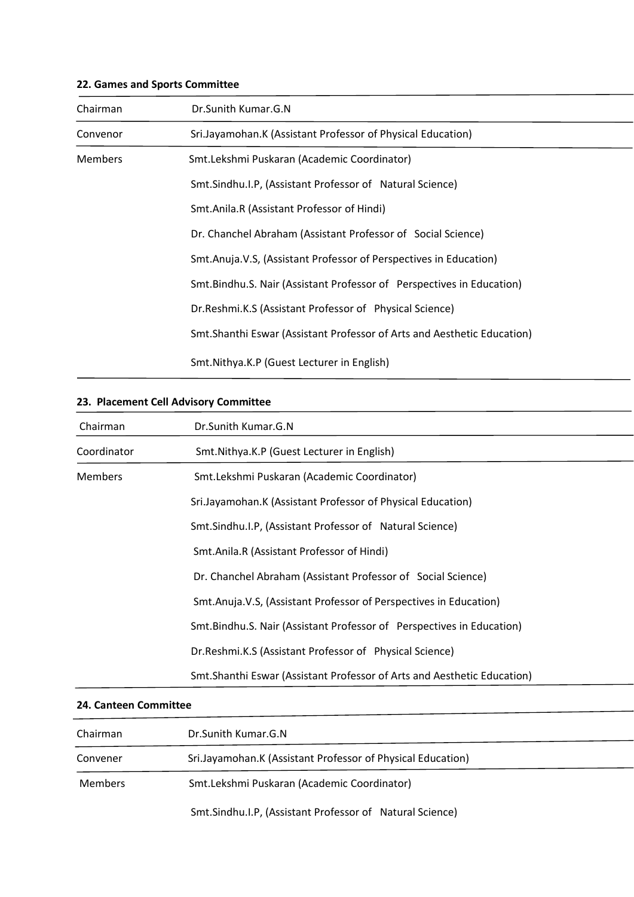**22. Games and Sports Committee**

| | |
|---|---|
| Chairman | Dr.Sunith Kumar.G.N |
| Convenor | Sri.Jayamohan.K (Assistant Professor of Physical Education) |
| Members | Smt.Lekshmi Puskaran (Academic Coordinator) |
| | Smt.Sindhu.I.P, (Assistant Professor of Natural Science) |
| | Smt.Anila.R (Assistant Professor of Hindi) |
| | Dr. Chanchel Abraham (Assistant Professor of Social Science) |
| | Smt.Anuja.V.S, (Assistant Professor of Perspectives in Education) |
| | Smt.Bindhu.S. Nair (Assistant Professor of Perspectives in Education) |
| | Dr.Reshmi.K.S (Assistant Professor of Physical Science) |
| | Smt.Shanthi Eswar (Assistant Professor of Arts and Aesthetic Education) |
| | Smt.Nithya.K.P (Guest Lecturer in English) |

**23. Placement Cell Advisory Committee**

| | |
|---|---|
| Chairman | Dr.Sunith Kumar.G.N |
| Coordinator | Smt.Nithya.K.P (Guest Lecturer in English) |
| Members | Smt.Lekshmi Puskaran (Academic Coordinator) |
| | Sri.Jayamohan.K (Assistant Professor of Physical Education) |
| | Smt.Sindhu.I.P, (Assistant Professor of Natural Science) |
| | Smt.Anila.R (Assistant Professor of Hindi) |
| | Dr. Chanchel Abraham (Assistant Professor of Social Science) |
| | Smt.Anuja.V.S, (Assistant Professor of Perspectives in Education) |
| | Smt.Bindhu.S. Nair (Assistant Professor of Perspectives in Education) |
| | Dr.Reshmi.K.S (Assistant Professor of Physical Science) |
| | Smt.Shanthi Eswar (Assistant Professor of Arts and Aesthetic Education) |

**24. Canteen Committee**

| | |
|---|---|
| Chairman | Dr.Sunith Kumar.G.N |
| Convener | Sri.Jayamohan.K (Assistant Professor of Physical Education) |
| Members | Smt.Lekshmi Puskaran (Academic Coordinator) |
| | Smt.Sindhu.I.P, (Assistant Professor of Natural Science) |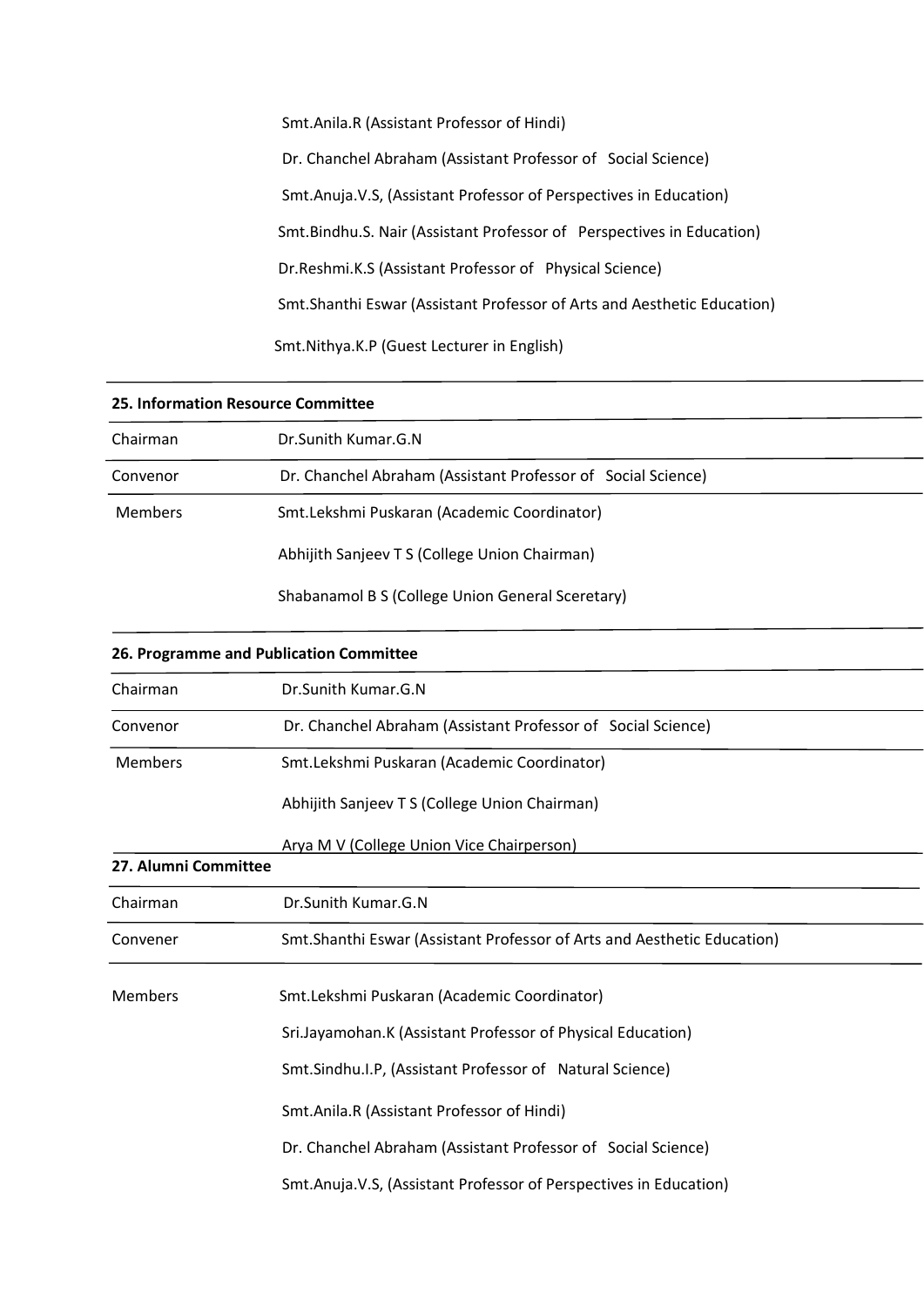Smt.Anila.R (Assistant Professor of Hindi)

Dr. Chanchel Abraham (Assistant Professor of Social Science)

Smt.Anuja.V.S, (Assistant Professor of Perspectives in Education)

Smt.Bindhu.S. Nair (Assistant Professor of Perspectives in Education)

Dr.Reshmi.K.S (Assistant Professor of Physical Science)

Smt.Shanthi Eswar (Assistant Professor of Arts and Aesthetic Education)

Smt.Nithya.K.P (Guest Lecturer in English)

**25. Information Resource Committee**

| | |
|---|---|
| Chairman | Dr.Sunith Kumar.G.N |
| Convenor | Dr. Chanchel Abraham (Assistant Professor of Social Science) |
| Members | Smt.Lekshmi Puskaran (Academic Coordinator) |
| | Abhijith Sanjeev T S (College Union Chairman) |
| | Shabanamol B S (College Union General Sceretary) |

**26. Programme and Publication Committee**

| | |
|---|---|
| Chairman | Dr.Sunith Kumar.G.N |
| Convenor | Dr. Chanchel Abraham (Assistant Professor of Social Science) |
| Members | Smt.Lekshmi Puskaran (Academic Coordinator) |
| | Abhijith Sanjeev T S (College Union Chairman) |
| | Arya M V (College Union Vice Chairperson) |

**27. Alumni Committee**

| | |
|---|---|
| Chairman | Dr.Sunith Kumar.G.N |
| Convener | Smt.Shanthi Eswar (Assistant Professor of Arts and Aesthetic Education) |
| Members | Smt.Lekshmi Puskaran (Academic Coordinator) |
| | Sri.Jayamohan.K (Assistant Professor of Physical Education) |
| | Smt.Sindhu.I.P, (Assistant Professor of Natural Science) |
| | Smt.Anila.R (Assistant Professor of Hindi) |
| | Dr. Chanchel Abraham (Assistant Professor of Social Science) |
| | Smt.Anuja.V.S, (Assistant Professor of Perspectives in Education) |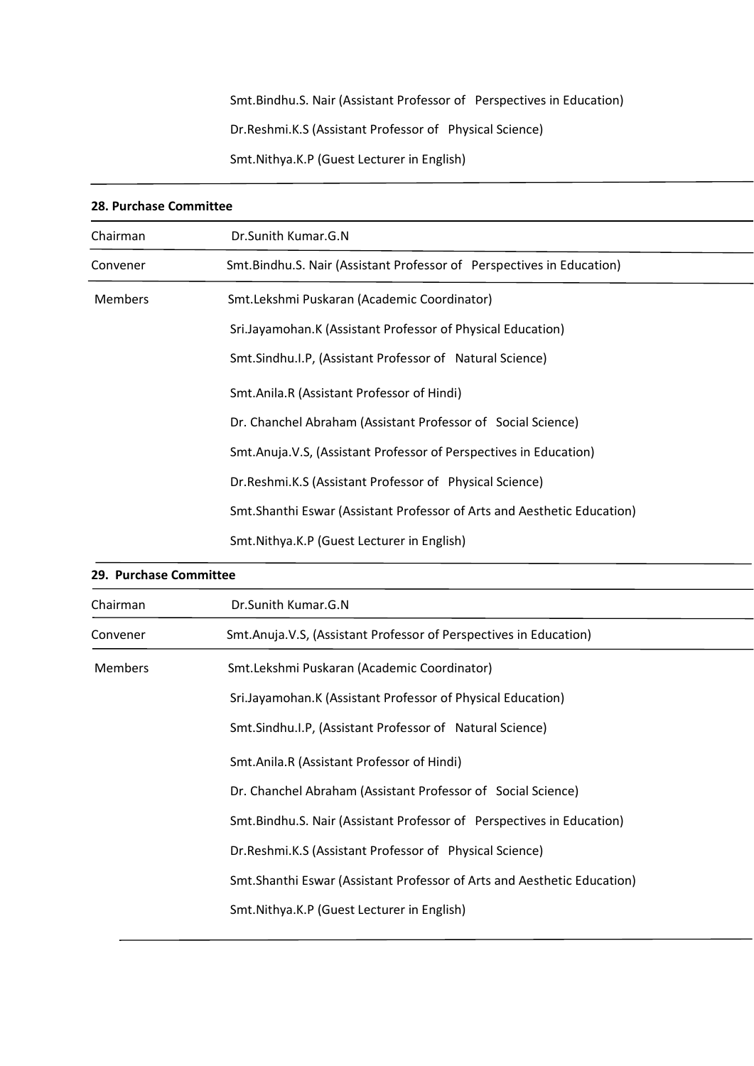| | |
|---|---|
| | Smt.Bindhu.S. Nair (Assistant Professor of Perspectives in Education) |
| | Dr.Reshmi.K.S (Assistant Professor of Physical Science) |
| | Smt.Nithya.K.P (Guest Lecturer in English) |

**28. Purchase Committee**

| | |
|---|---|
| Chairman | Dr.Sunith Kumar.G.N |
| Convener | Smt.Bindhu.S. Nair (Assistant Professor of Perspectives in Education) |
| Members | Smt.Lekshmi Puskaran (Academic Coordinator) |
| | Sri.Jayamohan.K (Assistant Professor of Physical Education) |
| | Smt.Sindhu.I.P, (Assistant Professor of Natural Science) |
| | Smt.Anila.R (Assistant Professor of Hindi) |
| | Dr. Chanchel Abraham (Assistant Professor of Social Science) |
| | Smt.Anuja.V.S, (Assistant Professor of Perspectives in Education) |
| | Dr.Reshmi.K.S (Assistant Professor of Physical Science) |
| | Smt.Shanthi Eswar (Assistant Professor of Arts and Aesthetic Education) |
| | Smt.Nithya.K.P (Guest Lecturer in English) |

**29. Purchase Committee**

| | |
|---|---|
| Chairman | Dr.Sunith Kumar.G.N |
| Convener | Smt.Anuja.V.S, (Assistant Professor of Perspectives in Education) |
| Members | Smt.Lekshmi Puskaran (Academic Coordinator) |
| | Sri.Jayamohan.K (Assistant Professor of Physical Education) |
| | Smt.Sindhu.I.P, (Assistant Professor of Natural Science) |
| | Smt.Anila.R (Assistant Professor of Hindi) |
| | Dr. Chanchel Abraham (Assistant Professor of Social Science) |
| | Smt.Bindhu.S. Nair (Assistant Professor of Perspectives in Education) |
| | Dr.Reshmi.K.S (Assistant Professor of Physical Science) |
| | Smt.Shanthi Eswar (Assistant Professor of Arts and Aesthetic Education) |
| | Smt.Nithya.K.P (Guest Lecturer in English) |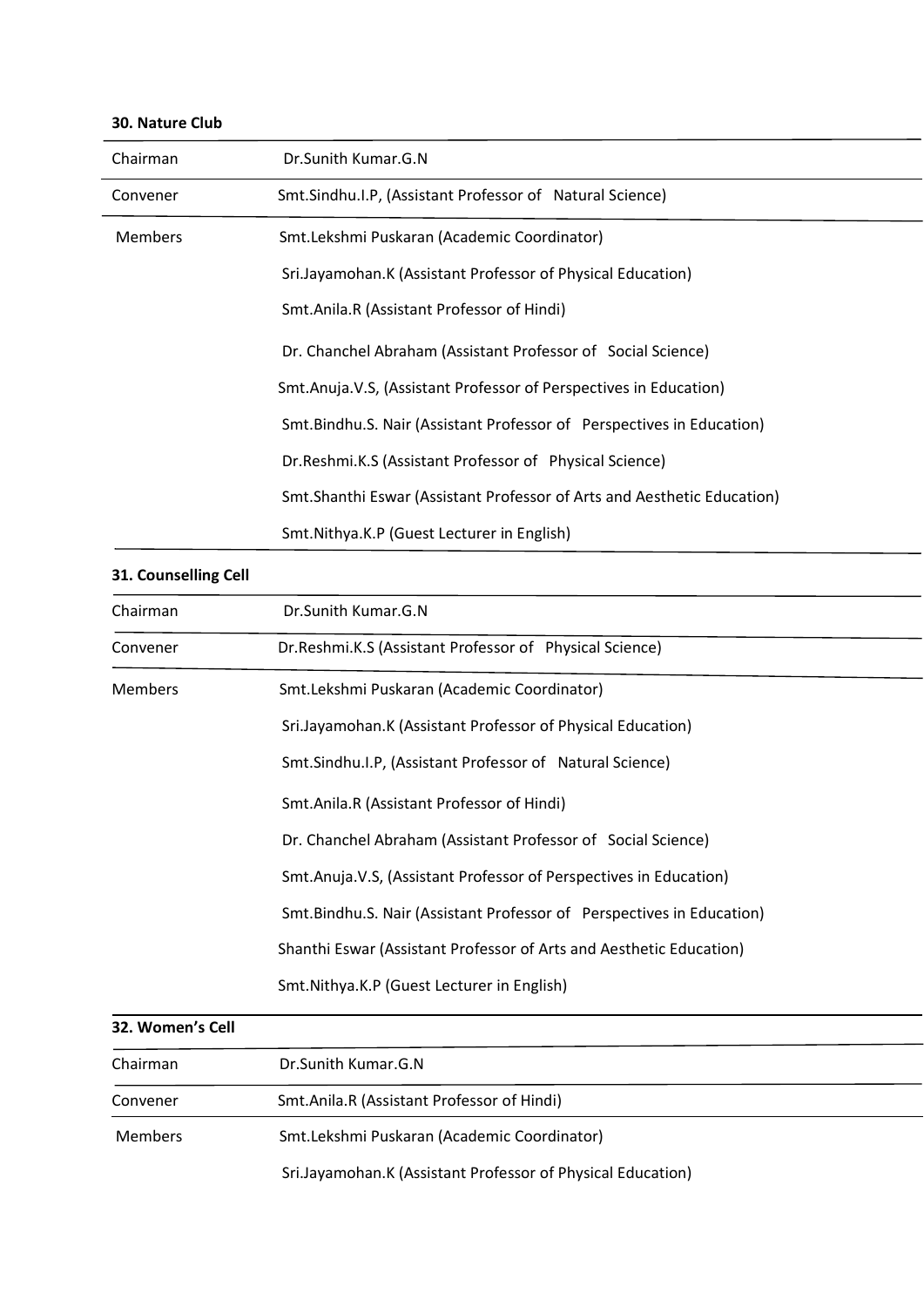**30. Nature Club**

| | |
|---|---|
| Chairman | Dr.Sunith Kumar.G.N |
| Convener | Smt.Sindhu.I.P, (Assistant Professor of Natural Science) |
| Members | Smt.Lekshmi Puskaran (Academic Coordinator) |
| | Sri.Jayamohan.K (Assistant Professor of Physical Education) |
| | Smt.Anila.R (Assistant Professor of Hindi) |
| | Dr. Chanchel Abraham (Assistant Professor of Social Science) |
| | Smt.Anuja.V.S, (Assistant Professor of Perspectives in Education) |
| | Smt.Bindhu.S. Nair (Assistant Professor of Perspectives in Education) |
| | Dr.Reshmi.K.S (Assistant Professor of Physical Science) |
| | Smt.Shanthi Eswar (Assistant Professor of Arts and Aesthetic Education) |
| | Smt.Nithya.K.P (Guest Lecturer in English) |

**31. Counselling Cell**

| | |
|---|---|
| Chairman | Dr.Sunith Kumar.G.N |
| Convener | Dr.Reshmi.K.S (Assistant Professor of Physical Science) |
| Members | Smt.Lekshmi Puskaran (Academic Coordinator) |
| | Sri.Jayamohan.K (Assistant Professor of Physical Education) |
| | Smt.Sindhu.I.P, (Assistant Professor of Natural Science) |
| | Smt.Anila.R (Assistant Professor of Hindi) |
| | Dr. Chanchel Abraham (Assistant Professor of Social Science) |
| | Smt.Anuja.V.S, (Assistant Professor of Perspectives in Education) |
| | Smt.Bindhu.S. Nair (Assistant Professor of Perspectives in Education) |
| | Shanthi Eswar (Assistant Professor of Arts and Aesthetic Education) |
| | Smt.Nithya.K.P (Guest Lecturer in English) |

**32. Women's Cell**

| | |
|---|---|
| Chairman | Dr.Sunith Kumar.G.N |
| Convener | Smt.Anila.R (Assistant Professor of Hindi) |
| Members | Smt.Lekshmi Puskaran (Academic Coordinator) |
| | Sri.Jayamohan.K (Assistant Professor of Physical Education) |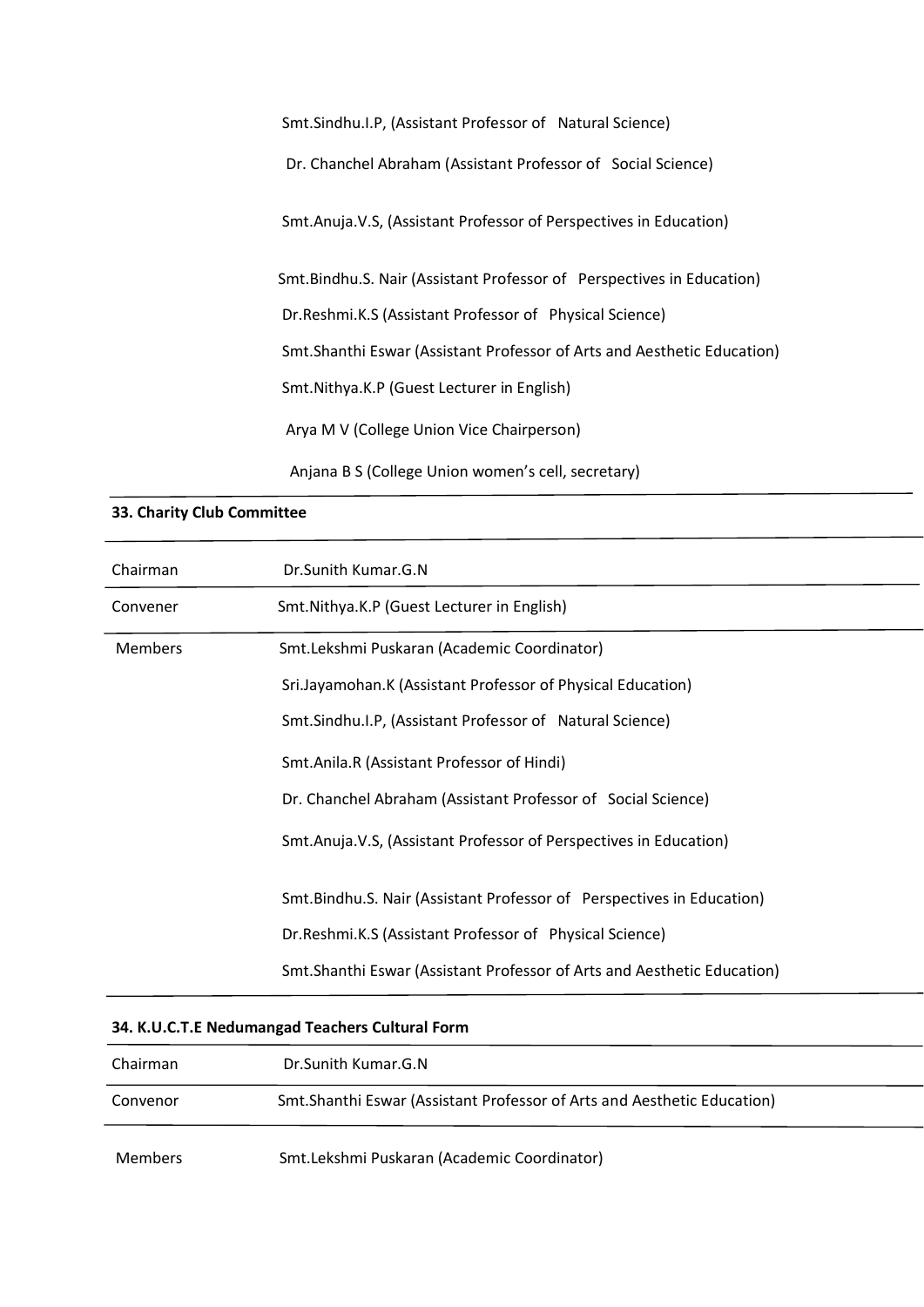Smt.Sindhu.I.P, (Assistant Professor of Natural Science)

Dr. Chanchel Abraham (Assistant Professor of Social Science)

Smt.Anuja.V.S, (Assistant Professor of Perspectives in Education)

Smt.Bindhu.S. Nair (Assistant Professor of Perspectives in Education)

Dr.Reshmi.K.S (Assistant Professor of Physical Science)

Smt.Shanthi Eswar (Assistant Professor of Arts and Aesthetic Education)

Smt.Nithya.K.P (Guest Lecturer in English)

Arya M V (College Union Vice Chairperson)

Anjana B S (College Union women's cell, secretary)

**33. Charity Club Committee**

| | |
|---|---|
| Chairman | Dr.Sunith Kumar.G.N |
| Convener | Smt.Nithya.K.P (Guest Lecturer in English) |
| Members | Smt.Lekshmi Puskaran (Academic Coordinator) |
| | Sri.Jayamohan.K (Assistant Professor of Physical Education) |
| | Smt.Sindhu.I.P, (Assistant Professor of Natural Science) |
| | Smt.Anila.R (Assistant Professor of Hindi) |
| | Dr. Chanchel Abraham (Assistant Professor of Social Science) |
| | Smt.Anuja.V.S, (Assistant Professor of Perspectives in Education) |
| | Smt.Bindhu.S. Nair (Assistant Professor of Perspectives in Education) |
| | Dr.Reshmi.K.S (Assistant Professor of Physical Science) |
| | Smt.Shanthi Eswar (Assistant Professor of Arts and Aesthetic Education) |

**34. K.U.C.T.E Nedumangad Teachers Cultural Form**

| | |
|---|---|
| Chairman | Dr.Sunith Kumar.G.N |
| Convenor | Smt.Shanthi Eswar (Assistant Professor of Arts and Aesthetic Education) |
| Members | Smt.Lekshmi Puskaran (Academic Coordinator) |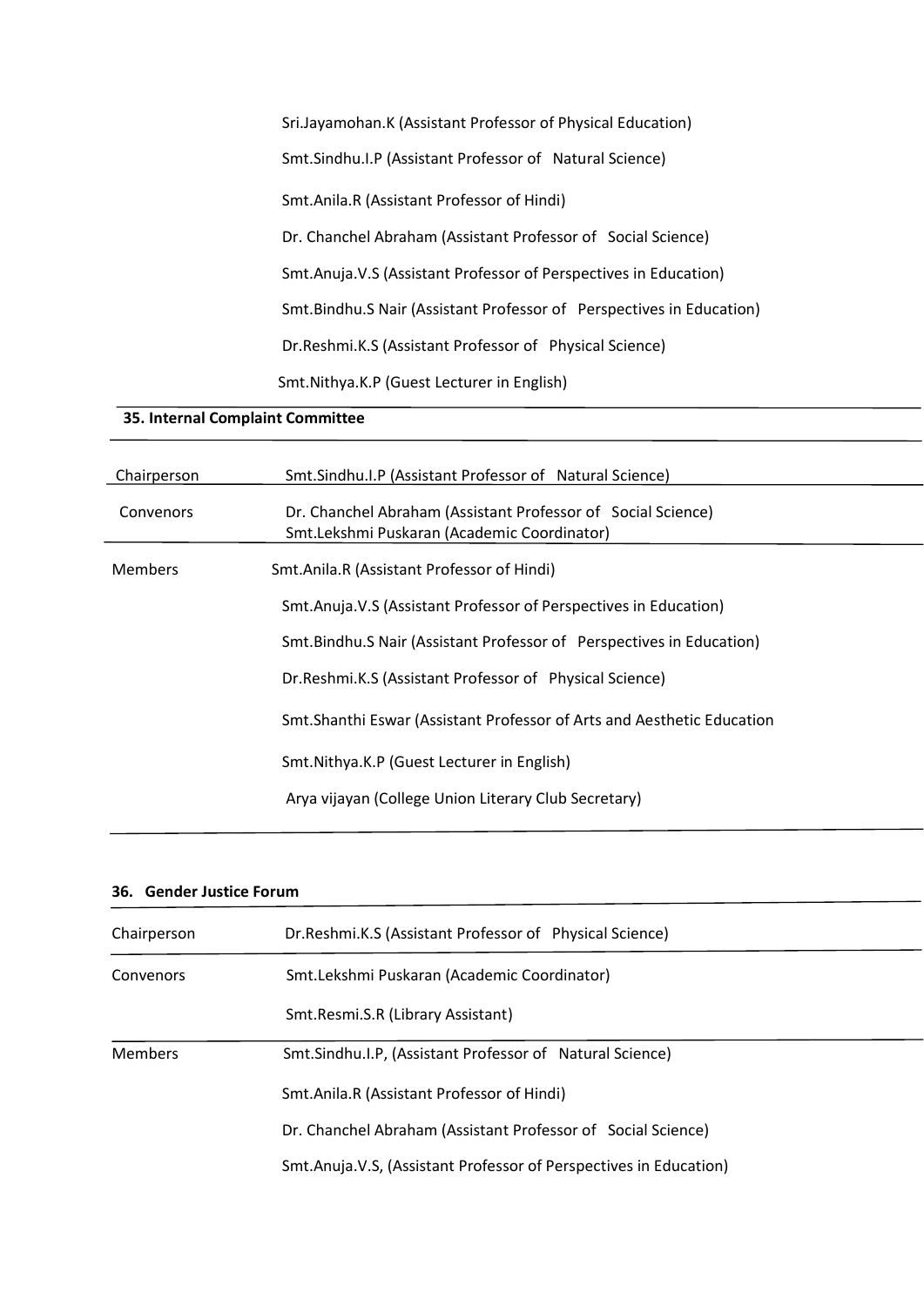Sri.Jayamohan.K (Assistant Professor of Physical Education)

Smt.Sindhu.I.P (Assistant Professor of Natural Science)

Smt.Anila.R (Assistant Professor of Hindi)

Dr. Chanchel Abraham (Assistant Professor of Social Science)

Smt.Anuja.V.S (Assistant Professor of Perspectives in Education)

Smt.Bindhu.S Nair (Assistant Professor of Perspectives in Education)

Dr.Reshmi.K.S (Assistant Professor of Physical Science)

Smt.Nithya.K.P (Guest Lecturer in English)

**35. Internal Complaint Committee**

| | |
|---|---|
| Chairperson | Smt.Sindhu.I.P (Assistant Professor of Natural Science) |
| Convenors | Dr. Chanchel Abraham (Assistant Professor of Social Science)<br>Smt.Lekshmi Puskaran (Academic Coordinator) |
| Members | Smt.Anila.R (Assistant Professor of Hindi) |
| | Smt.Anuja.V.S (Assistant Professor of Perspectives in Education) |
| | Smt.Bindhu.S Nair (Assistant Professor of Perspectives in Education) |
| | Dr.Reshmi.K.S (Assistant Professor of Physical Science) |
| | Smt.Shanthi Eswar (Assistant Professor of Arts and Aesthetic Education |
| | Smt.Nithya.K.P (Guest Lecturer in English) |
| | Arya vijayan (College Union Literary Club Secretary) |

**36. Gender Justice Forum**

| | |
|---|---|
| Chairperson | Dr.Reshmi.K.S (Assistant Professor of Physical Science) |
| Convenors | Smt.Lekshmi Puskaran (Academic Coordinator) |
| | Smt.Resmi.S.R (Library Assistant) |
| Members | Smt.Sindhu.I.P, (Assistant Professor of Natural Science) |
| | Smt.Anila.R (Assistant Professor of Hindi) |
| | Dr. Chanchel Abraham (Assistant Professor of Social Science) |
| | Smt.Anuja.V.S, (Assistant Professor of Perspectives in Education) |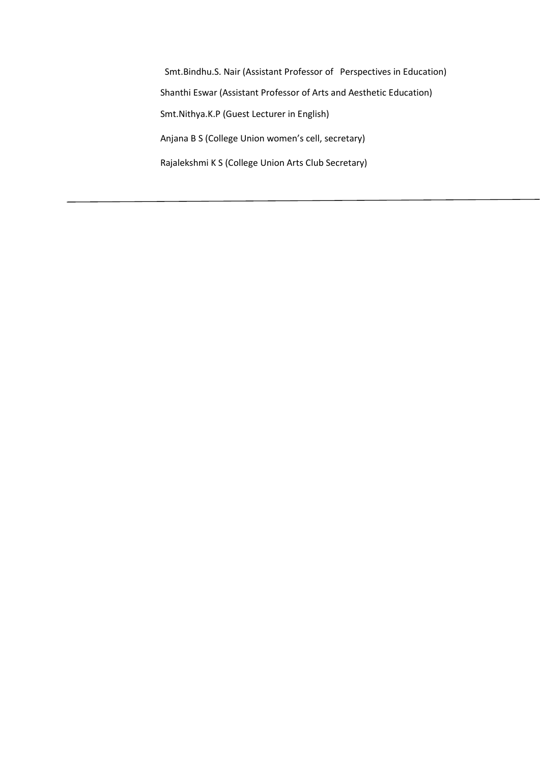Smt.Bindhu.S. Nair (Assistant Professor of Perspectives in Education)

Shanthi Eswar (Assistant Professor of Arts and Aesthetic Education)

Smt.Nithya.K.P (Guest Lecturer in English)

Anjana B S (College Union women's cell, secretary)

Rajalekshmi K S (College Union Arts Club Secretary)

---